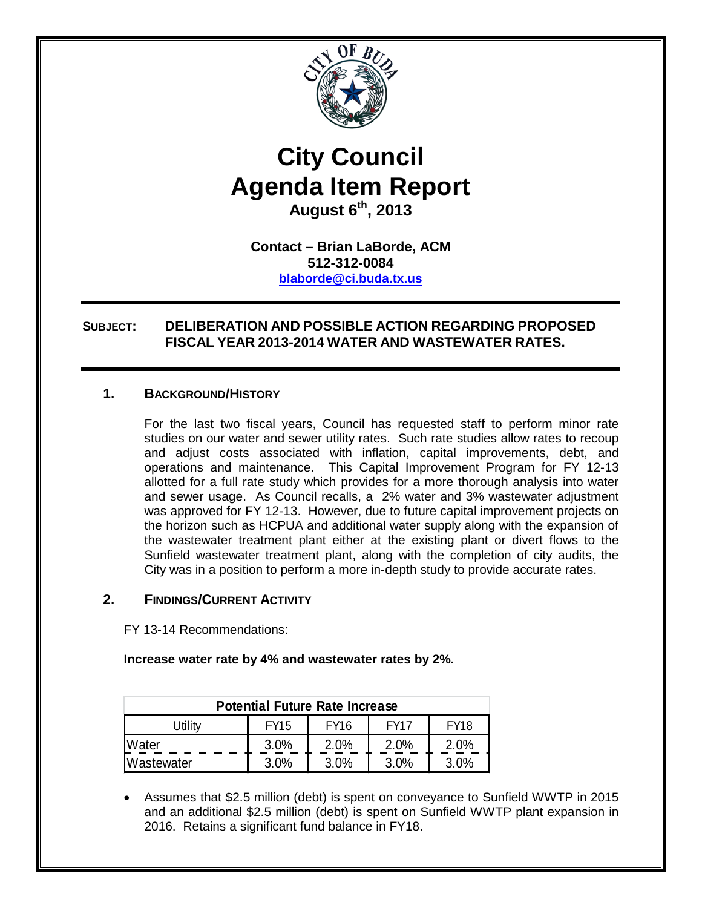# City Council
# Agenda Item Report

**August 6th, 2013**

**Contact – Brian LaBorde, ACM**
**512-312-0084**
**blaborde@ci.buda.tx.us**

**SUBJECT: DELIBERATION AND POSSIBLE ACTION REGARDING PROPOSED FISCAL YEAR 2013-2014 WATER AND WASTEWATER RATES.**

## 1. BACKGROUND/HISTORY

For the last two fiscal years, Council has requested staff to perform minor rate studies on our water and sewer utility rates. Such rate studies allow rates to recoup and adjust costs associated with inflation, capital improvements, debt, and operations and maintenance. This Capital Improvement Program for FY 12-13 allotted for a full rate study which provides for a more thorough analysis into water and sewer usage. As Council recalls, a 2% water and 3% wastewater adjustment was approved for FY 12-13. However, due to future capital improvement projects on the horizon such as HCPUA and additional water supply along with the expansion of the wastewater treatment plant either at the existing plant or divert flows to the Sunfield wastewater treatment plant, along with the completion of city audits, the City was in a position to perform a more in-depth study to provide accurate rates.

## 2. FINDINGS/CURRENT ACTIVITY

FY 13-14 Recommendations:

**Increase water rate by 4% and wastewater rates by 2%.**

| Potential Future Rate Increase | | | | |
|---|---|---|---|---|
| Utility | FY15 | FY16 | FY17 | FY18 |
| Water | 3.0% | 2.0% | 2.0% | 2.0% |
| Wastewater | 3.0% | 3.0% | 3.0% | 3.0% |

- Assumes that $2.5 million (debt) is spent on conveyance to Sunfield WWTP in 2015 and an additional $2.5 million (debt) is spent on Sunfield WWTP plant expansion in 2016. Retains a significant fund balance in FY18.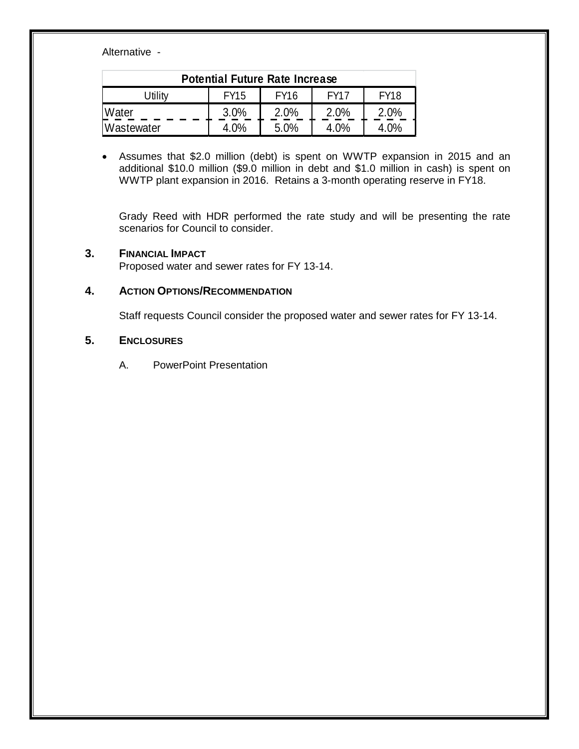Alternative -

| Potential Future Rate Increase | | | | |
| --- | --- | --- | --- | --- |
| Utility | FY15 | FY16 | FY17 | FY18 |
| Water | 3.0% | 2.0% | 2.0% | 2.0% |
| Wastewater | 4.0% | 5.0% | 4.0% | 4.0% |

- Assumes that $2.0 million (debt) is spent on WWTP expansion in 2015 and an additional $10.0 million ($9.0 million in debt and $1.0 million in cash) is spent on WWTP plant expansion in 2016. Retains a 3-month operating reserve in FY18.

Grady Reed with HDR performed the rate study and will be presenting the rate scenarios for Council to consider.

**3. FINANCIAL IMPACT**

Proposed water and sewer rates for FY 13-14.

**4. ACTION OPTIONS/RECOMMENDATION**

Staff requests Council consider the proposed water and sewer rates for FY 13-14.

**5. ENCLOSURES**

A. PowerPoint Presentation